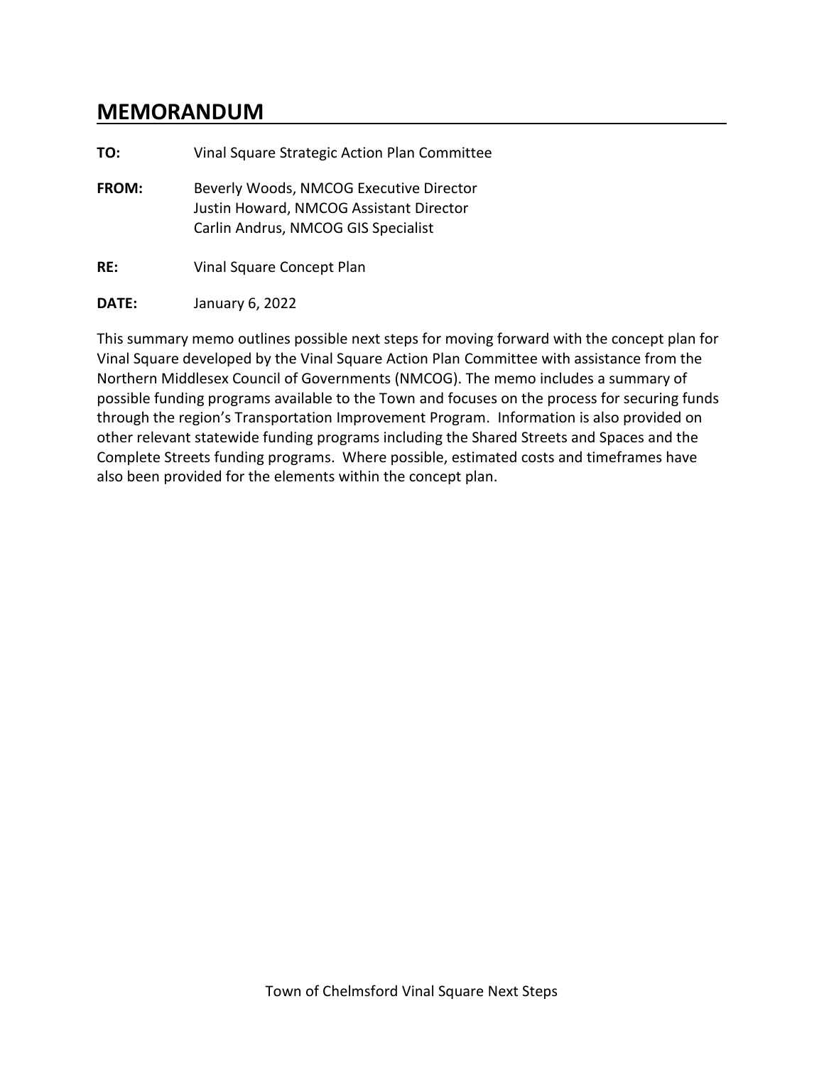# MEMORANDUM

**TO:** Vinal Square Strategic Action Plan Committee

**FROM:** Beverly Woods, NMCOG Executive Director
Justin Howard, NMCOG Assistant Director
Carlin Andrus, NMCOG GIS Specialist

**RE:** Vinal Square Concept Plan

**DATE:** January 6, 2022

This summary memo outlines possible next steps for moving forward with the concept plan for Vinal Square developed by the Vinal Square Action Plan Committee with assistance from the Northern Middlesex Council of Governments (NMCOG). The memo includes a summary of possible funding programs available to the Town and focuses on the process for securing funds through the region's Transportation Improvement Program. Information is also provided on other relevant statewide funding programs including the Shared Streets and Spaces and the Complete Streets funding programs. Where possible, estimated costs and timeframes have also been provided for the elements within the concept plan.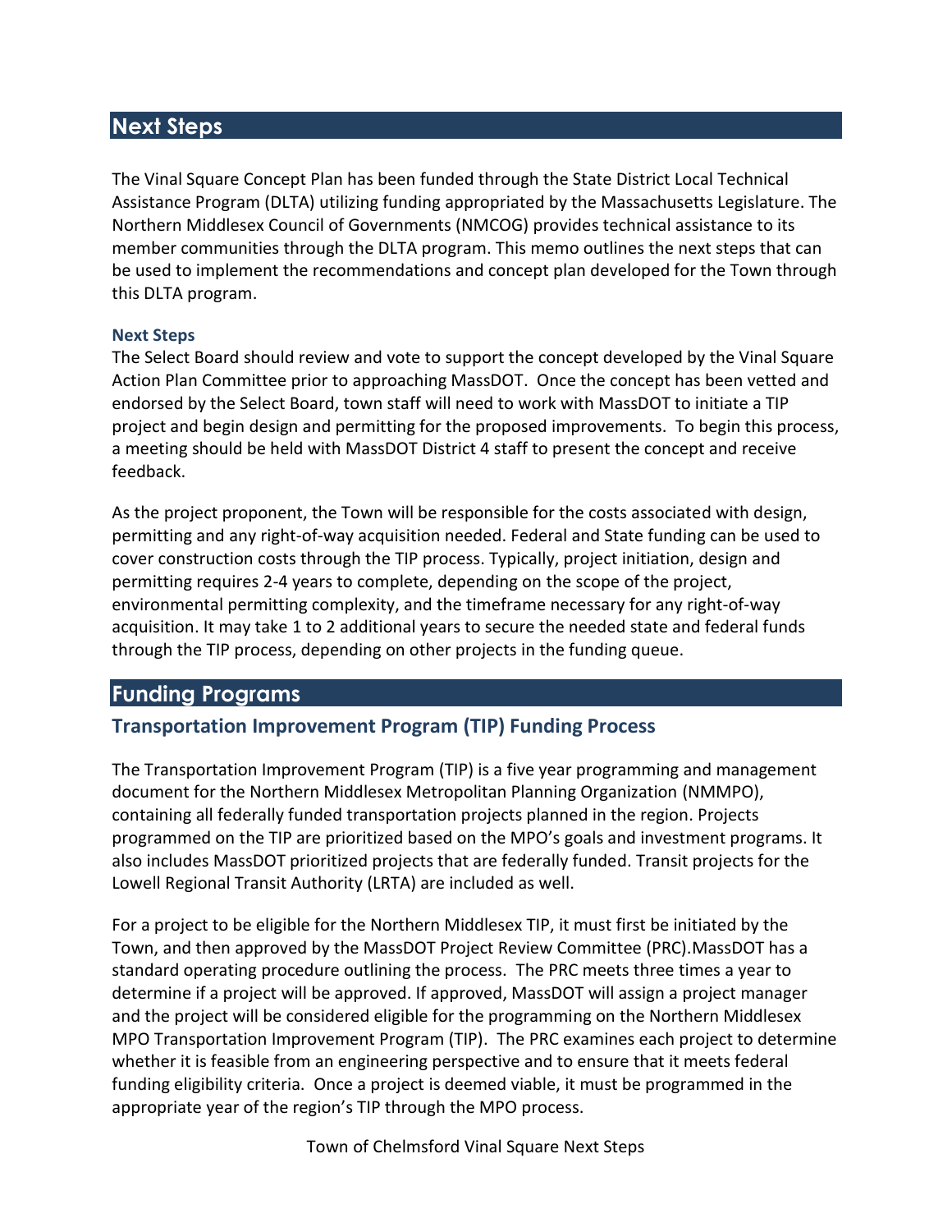## Next Steps

The Vinal Square Concept Plan has been funded through the State District Local Technical Assistance Program (DLTA) utilizing funding appropriated by the Massachusetts Legislature. The Northern Middlesex Council of Governments (NMCOG) provides technical assistance to its member communities through the DLTA program. This memo outlines the next steps that can be used to implement the recommendations and concept plan developed for the Town through this DLTA program.

### Next Steps

The Select Board should review and vote to support the concept developed by the Vinal Square Action Plan Committee prior to approaching MassDOT. Once the concept has been vetted and endorsed by the Select Board, town staff will need to work with MassDOT to initiate a TIP project and begin design and permitting for the proposed improvements. To begin this process, a meeting should be held with MassDOT District 4 staff to present the concept and receive feedback.

As the project proponent, the Town will be responsible for the costs associated with design, permitting and any right-of-way acquisition needed. Federal and State funding can be used to cover construction costs through the TIP process. Typically, project initiation, design and permitting requires 2-4 years to complete, depending on the scope of the project, environmental permitting complexity, and the timeframe necessary for any right-of-way acquisition. It may take 1 to 2 additional years to secure the needed state and federal funds through the TIP process, depending on other projects in the funding queue.

## Funding Programs

### Transportation Improvement Program (TIP) Funding Process

The Transportation Improvement Program (TIP) is a five year programming and management document for the Northern Middlesex Metropolitan Planning Organization (NMMPO), containing all federally funded transportation projects planned in the region. Projects programmed on the TIP are prioritized based on the MPO's goals and investment programs. It also includes MassDOT prioritized projects that are federally funded. Transit projects for the Lowell Regional Transit Authority (LRTA) are included as well.

For a project to be eligible for the Northern Middlesex TIP, it must first be initiated by the Town, and then approved by the MassDOT Project Review Committee (PRC).MassDOT has a standard operating procedure outlining the process. The PRC meets three times a year to determine if a project will be approved. If approved, MassDOT will assign a project manager and the project will be considered eligible for the programming on the Northern Middlesex MPO Transportation Improvement Program (TIP). The PRC examines each project to determine whether it is feasible from an engineering perspective and to ensure that it meets federal funding eligibility criteria. Once a project is deemed viable, it must be programmed in the appropriate year of the region's TIP through the MPO process.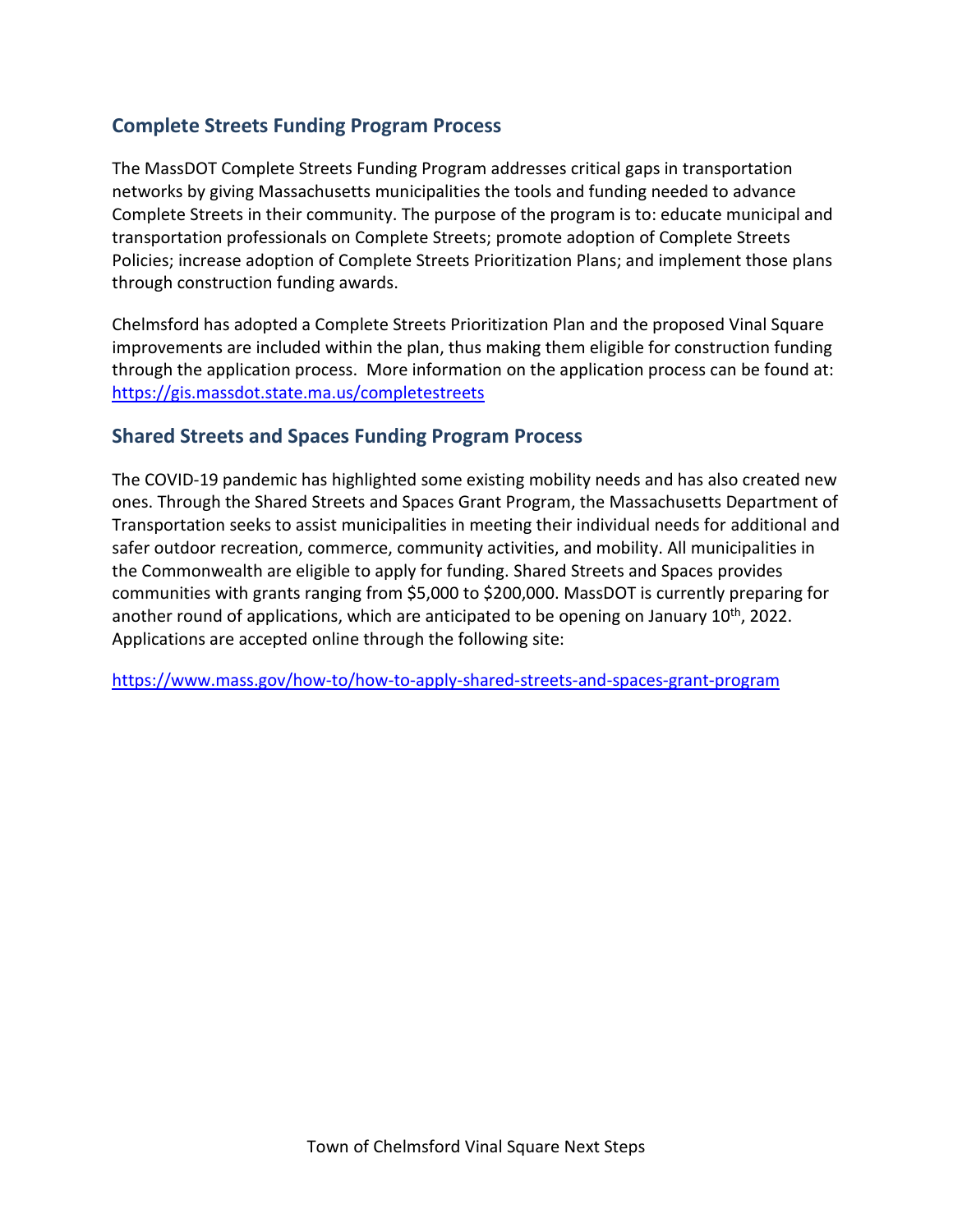## Complete Streets Funding Program Process

The MassDOT Complete Streets Funding Program addresses critical gaps in transportation networks by giving Massachusetts municipalities the tools and funding needed to advance Complete Streets in their community. The purpose of the program is to: educate municipal and transportation professionals on Complete Streets; promote adoption of Complete Streets Policies; increase adoption of Complete Streets Prioritization Plans; and implement those plans through construction funding awards.

Chelmsford has adopted a Complete Streets Prioritization Plan and the proposed Vinal Square improvements are included within the plan, thus making them eligible for construction funding through the application process. More information on the application process can be found at: https://gis.massdot.state.ma.us/completestreets

## Shared Streets and Spaces Funding Program Process

The COVID-19 pandemic has highlighted some existing mobility needs and has also created new ones. Through the Shared Streets and Spaces Grant Program, the Massachusetts Department of Transportation seeks to assist municipalities in meeting their individual needs for additional and safer outdoor recreation, commerce, community activities, and mobility. All municipalities in the Commonwealth are eligible to apply for funding. Shared Streets and Spaces provides communities with grants ranging from $5,000 to $200,000. MassDOT is currently preparing for another round of applications, which are anticipated to be opening on January 10th, 2022. Applications are accepted online through the following site:

https://www.mass.gov/how-to/how-to-apply-shared-streets-and-spaces-grant-program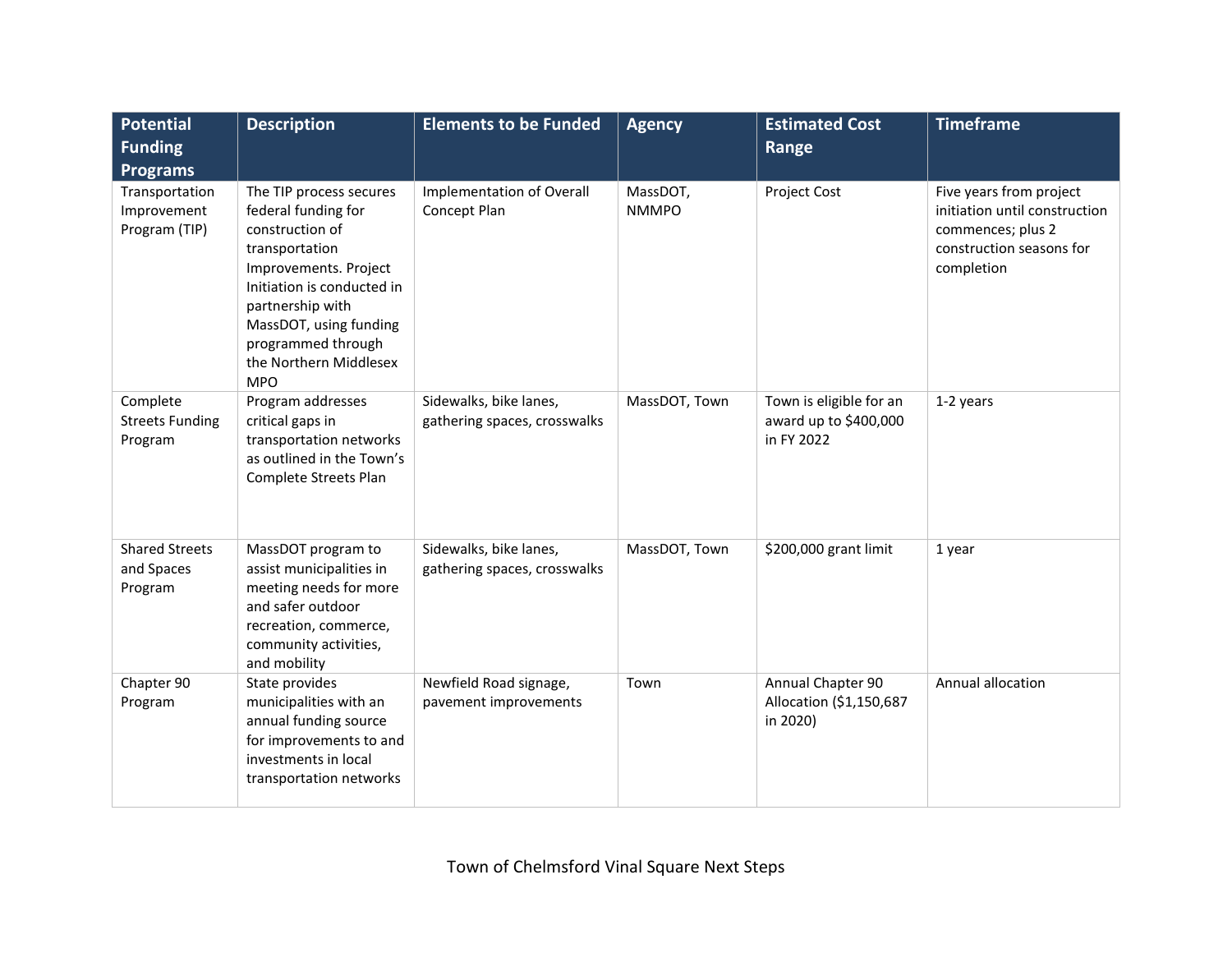| Potential Funding Programs | Description | Elements to be Funded | Agency | Estimated Cost Range | Timeframe |
|---|---|---|---|---|---|
| Transportation Improvement Program (TIP) | The TIP process secures federal funding for construction of transportation Improvements. Project Initiation is conducted in partnership with MassDOT, using funding programmed through the Northern Middlesex MPO | Implementation of Overall Concept Plan | MassDOT, NMMPO | Project Cost | Five years from project initiation until construction commences; plus 2 construction seasons for completion |
| Complete Streets Funding Program | Program addresses critical gaps in transportation networks as outlined in the Town's Complete Streets Plan | Sidewalks, bike lanes, gathering spaces, crosswalks | MassDOT, Town | Town is eligible for an award up to $400,000 in FY 2022 | 1-2 years |
| Shared Streets and Spaces Program | MassDOT program to assist municipalities in meeting needs for more and safer outdoor recreation, commerce, community activities, and mobility | Sidewalks, bike lanes, gathering spaces, crosswalks | MassDOT, Town | $200,000 grant limit | 1 year |
| Chapter 90 Program | State provides municipalities with an annual funding source for improvements to and investments in local transportation networks | Newfield Road signage, pavement improvements | Town | Annual Chapter 90 Allocation ($1,150,687 in 2020) | Annual allocation |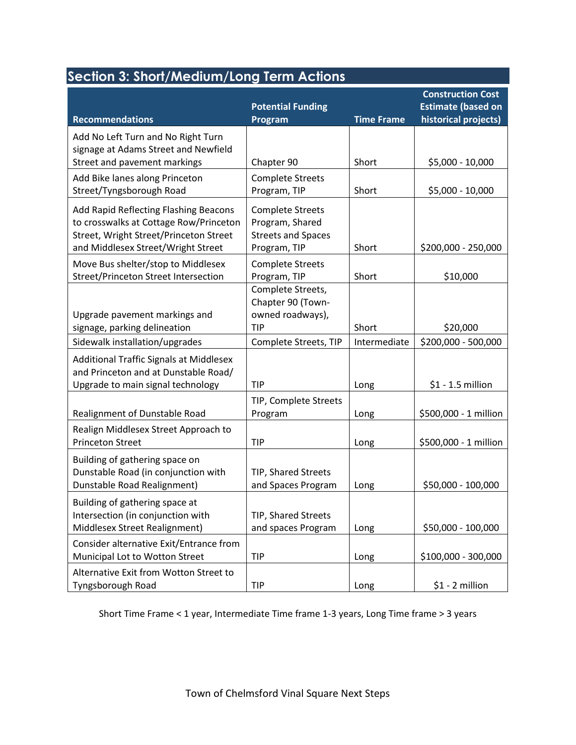## Section 3: Short/Medium/Long Term Actions

| Recommendations | Potential Funding Program | Time Frame | Construction Cost Estimate (based on historical projects) |
|---|---|---|---|
| Add No Left Turn and No Right Turn signage at Adams Street and Newfield Street and pavement markings | Chapter 90 | Short | $5,000 - 10,000 |
| Add Bike lanes along Princeton Street/Tyngsborough Road | Complete Streets Program, TIP | Short | $5,000 - 10,000 |
| Add Rapid Reflecting Flashing Beacons to crosswalks at Cottage Row/Princeton Street, Wright Street/Princeton Street and Middlesex Street/Wright Street | Complete Streets Program, Shared Streets and Spaces Program, TIP | Short | $200,000 - 250,000 |
| Move Bus shelter/stop to Middlesex Street/Princeton Street Intersection | Complete Streets Program, TIP | Short | $10,000 |
| Upgrade pavement markings and signage, parking delineation | Complete Streets, Chapter 90 (Town-owned roadways), TIP | Short | $20,000 |
| Sidewalk installation/upgrades | Complete Streets, TIP | Intermediate | $200,000 - 500,000 |
| Additional Traffic Signals at Middlesex and Princeton and at Dunstable Road/ Upgrade to main signal technology | TIP | Long | $1 - 1.5 million |
| Realignment of Dunstable Road | TIP, Complete Streets Program | Long | $500,000 - 1 million |
| Realign Middlesex Street Approach to Princeton Street | TIP | Long | $500,000 - 1 million |
| Building of gathering space on Dunstable Road (in conjunction with Dunstable Road Realignment) | TIP, Shared Streets and Spaces Program | Long | $50,000 - 100,000 |
| Building of gathering space at Intersection (in conjunction with Middlesex Street Realignment) | TIP, Shared Streets and spaces Program | Long | $50,000 - 100,000 |
| Consider alternative Exit/Entrance from Municipal Lot to Wotton Street | TIP | Long | $100,000 - 300,000 |
| Alternative Exit from Wotton Street to Tyngsborough Road | TIP | Long | $1 - 2 million |

Short Time Frame < 1 year, Intermediate Time frame 1-3 years, Long Time frame > 3 years